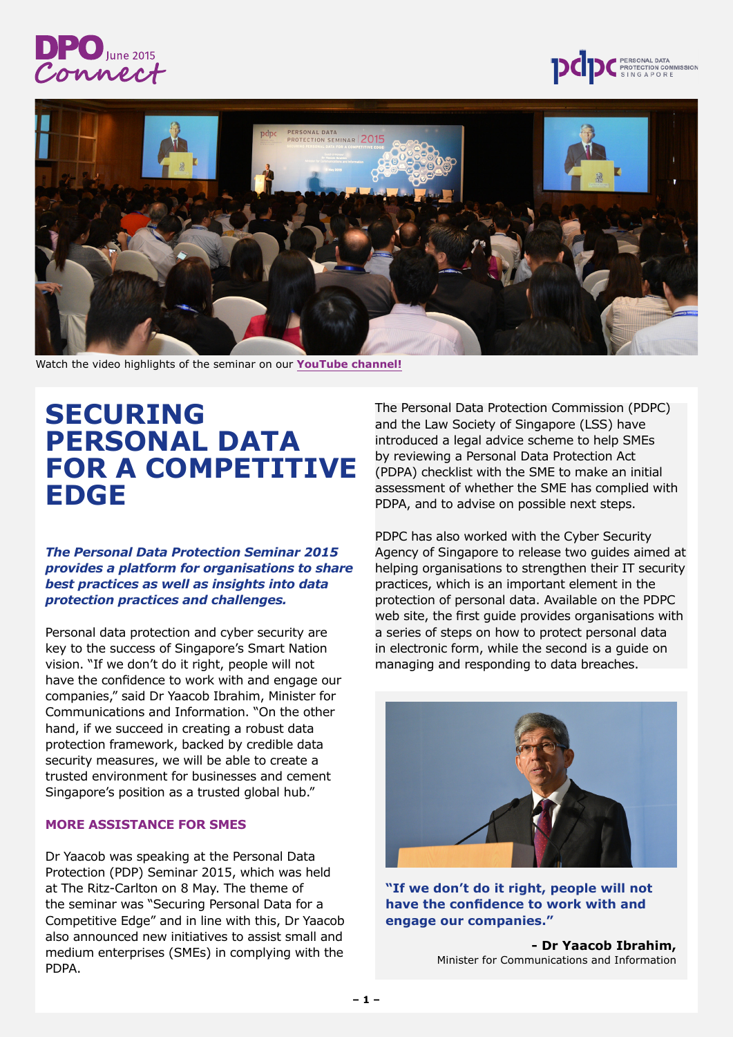DPO Connect June 2015

Watch the video highlights of the seminar on our **YouTube channel!**

# SECURING PERSONAL DATA FOR A COMPETITIVE EDGE

***The Personal Data Protection Seminar 2015 provides a platform for organisations to share best practices as well as insights into data protection practices and challenges.***

Personal data protection and cyber security are key to the success of Singapore's Smart Nation vision. "If we don't do it right, people will not have the confidence to work with and engage our companies," said Dr Yaacob Ibrahim, Minister for Communications and Information. "On the other hand, if we succeed in creating a robust data protection framework, backed by credible data security measures, we will be able to create a trusted environment for businesses and cement Singapore's position as a trusted global hub."

## MORE ASSISTANCE FOR SMES

Dr Yaacob was speaking at the Personal Data Protection (PDP) Seminar 2015, which was held at The Ritz-Carlton on 8 May. The theme of the seminar was "Securing Personal Data for a Competitive Edge" and in line with this, Dr Yaacob also announced new initiatives to assist small and medium enterprises (SMEs) in complying with the PDPA.

The Personal Data Protection Commission (PDPC) and the Law Society of Singapore (LSS) have introduced a legal advice scheme to help SMEs by reviewing a Personal Data Protection Act (PDPA) checklist with the SME to make an initial assessment of whether the SME has complied with PDPA, and to advise on possible next steps.

PDPC has also worked with the Cyber Security Agency of Singapore to release two guides aimed at helping organisations to strengthen their IT security practices, which is an important element in the protection of personal data. Available on the PDPC web site, the first guide provides organisations with a series of steps on how to protect personal data in electronic form, while the second is a guide on managing and responding to data breaches.

**"If we don't do it right, people will not have the confidence to work with and engage our companies."**

**- Dr Yaacob Ibrahim,**
Minister for Communications and Information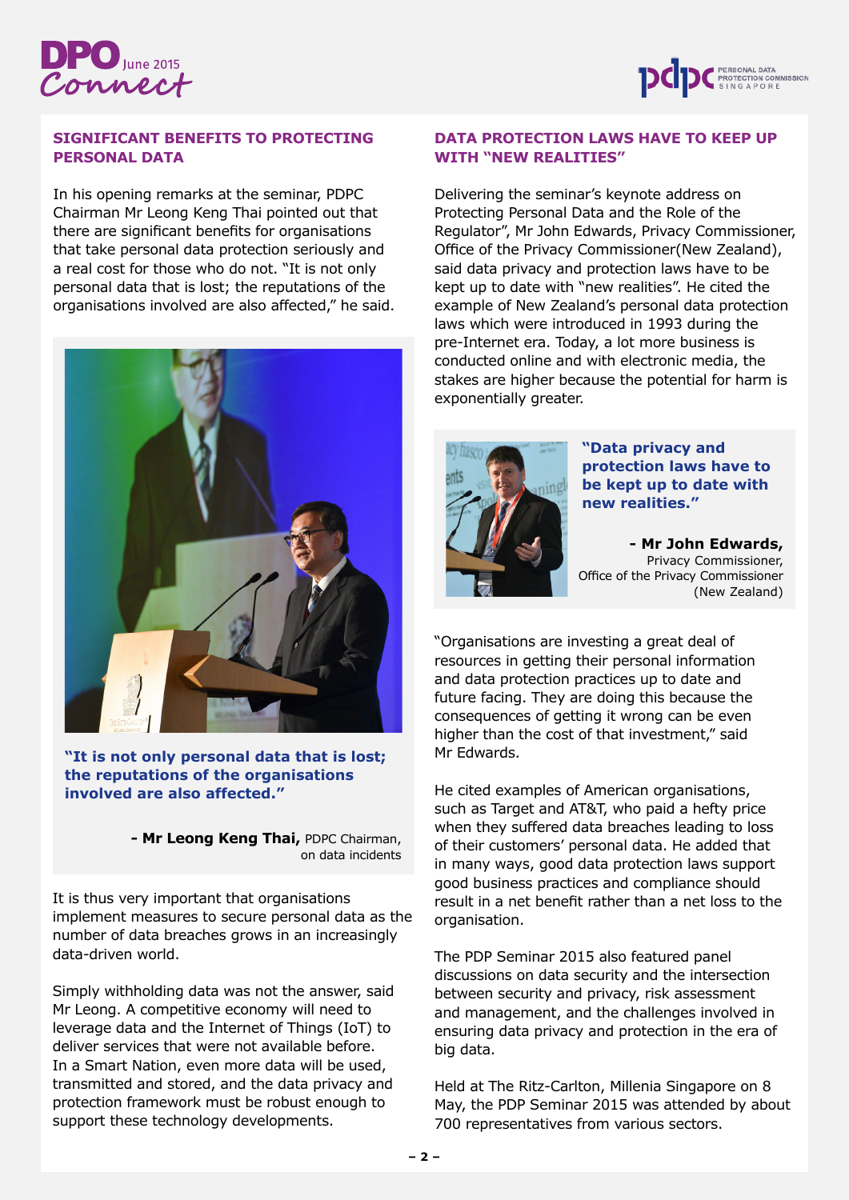## SIGNIFICANT BENEFITS TO PROTECTING PERSONAL DATA

In his opening remarks at the seminar, PDPC Chairman Mr Leong Keng Thai pointed out that there are significant benefits for organisations that take personal data protection seriously and a real cost for those who do not. "It is not only personal data that is lost; the reputations of the organisations involved are also affected," he said.

**"It is not only personal data that is lost; the reputations of the organisations involved are also affected."**

**- Mr Leong Keng Thai,** PDPC Chairman, on data incidents

It is thus very important that organisations implement measures to secure personal data as the number of data breaches grows in an increasingly data-driven world.

Simply withholding data was not the answer, said Mr Leong. A competitive economy will need to leverage data and the Internet of Things (IoT) to deliver services that were not available before. In a Smart Nation, even more data will be used, transmitted and stored, and the data privacy and protection framework must be robust enough to support these technology developments.

## DATA PROTECTION LAWS HAVE TO KEEP UP WITH "NEW REALITIES"

Delivering the seminar's keynote address on Protecting Personal Data and the Role of the Regulator", Mr John Edwards, Privacy Commissioner, Office of the Privacy Commissioner(New Zealand), said data privacy and protection laws have to be kept up to date with "new realities". He cited the example of New Zealand's personal data protection laws which were introduced in 1993 during the pre-Internet era. Today, a lot more business is conducted online and with electronic media, the stakes are higher because the potential for harm is exponentially greater.

**"Data privacy and protection laws have to be kept up to date with new realities."**

**- Mr John Edwards,** Privacy Commissioner, Office of the Privacy Commissioner (New Zealand)

"Organisations are investing a great deal of resources in getting their personal information and data protection practices up to date and future facing. They are doing this because the consequences of getting it wrong can be even higher than the cost of that investment," said Mr Edwards.

He cited examples of American organisations, such as Target and AT&T, who paid a hefty price when they suffered data breaches leading to loss of their customers' personal data. He added that in many ways, good data protection laws support good business practices and compliance should result in a net benefit rather than a net loss to the organisation.

The PDP Seminar 2015 also featured panel discussions on data security and the intersection between security and privacy, risk assessment and management, and the challenges involved in ensuring data privacy and protection in the era of big data.

Held at The Ritz-Carlton, Millenia Singapore on 8 May, the PDP Seminar 2015 was attended by about 700 representatives from various sectors.